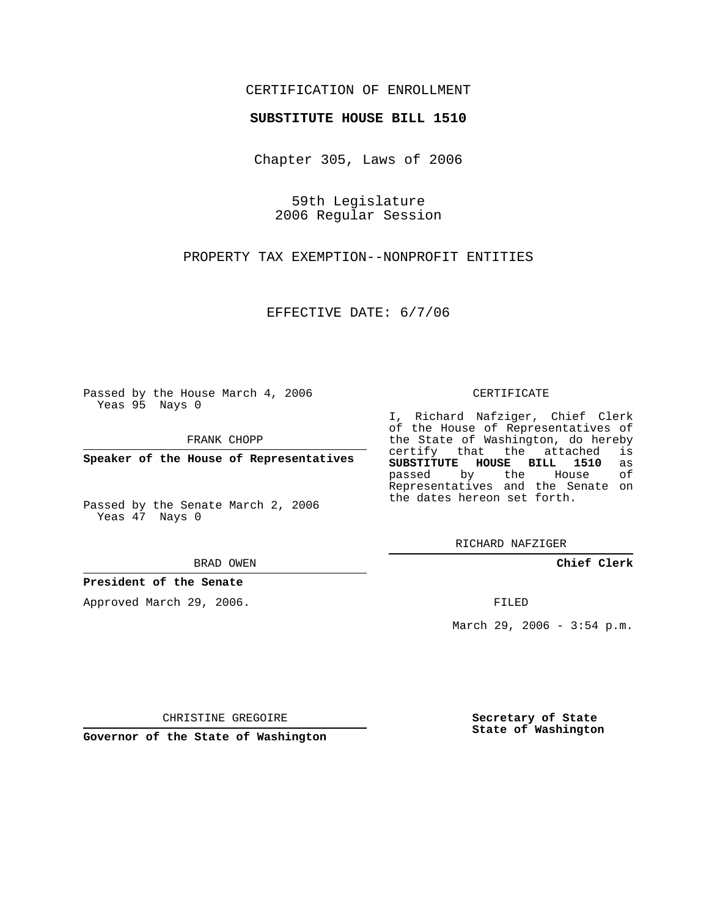CERTIFICATION OF ENROLLMENT

**SUBSTITUTE HOUSE BILL 1510**

Chapter 305, Laws of 2006

59th Legislature
2006 Regular Session

PROPERTY TAX EXEMPTION--NONPROFIT ENTITIES

EFFECTIVE DATE: 6/7/06

Passed by the House March 4, 2006
Yeas 95 Nays 0

FRANK CHOPP

**Speaker of the House of Representatives**

Passed by the Senate March 2, 2006
Yeas 47 Nays 0

BRAD OWEN

**President of the Senate**

Approved March 29, 2006.

CHRISTINE GREGOIRE

**Governor of the State of Washington**

CERTIFICATE

I, Richard Nafziger, Chief Clerk of the House of Representatives of the State of Washington, do hereby certify that the attached is **SUBSTITUTE HOUSE BILL 1510** as passed by the House of Representatives and the Senate on the dates hereon set forth.

RICHARD NAFZIGER

**Chief Clerk**

FILED

March 29, 2006 - 3:54 p.m.

**Secretary of State**
**State of Washington**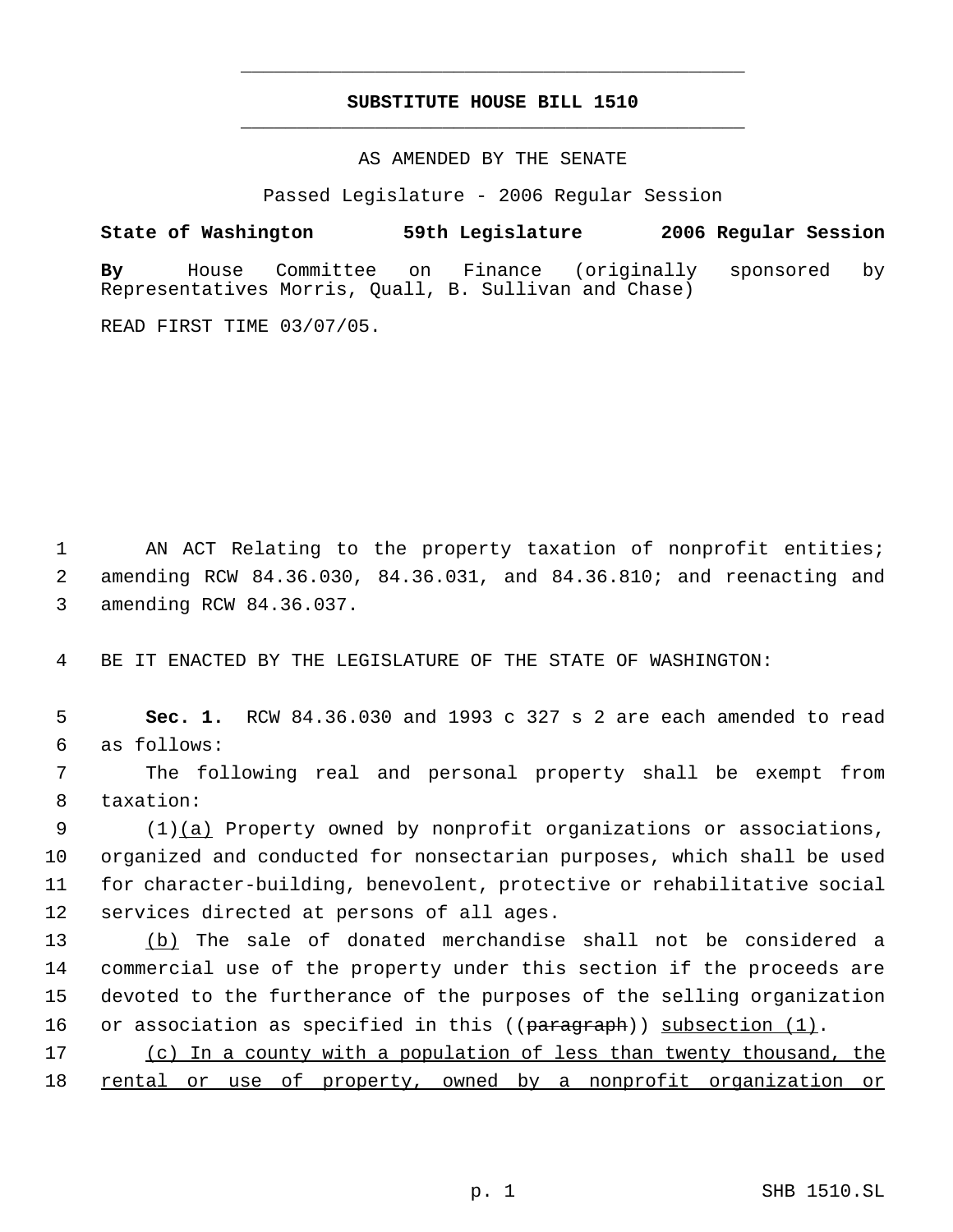# SUBSTITUTE HOUSE BILL 1510

AS AMENDED BY THE SENATE

Passed Legislature - 2006 Regular Session

**State of Washington 59th Legislature 2006 Regular Session**

**By** House Committee on Finance (originally sponsored by Representatives Morris, Quall, B. Sullivan and Chase)

READ FIRST TIME 03/07/05.

1 AN ACT Relating to the property taxation of nonprofit entities; 2 amending RCW 84.36.030, 84.36.031, and 84.36.810; and reenacting and 3 amending RCW 84.36.037.

4 BE IT ENACTED BY THE LEGISLATURE OF THE STATE OF WASHINGTON:

5 **Sec. 1.** RCW 84.36.030 and 1993 c 327 s 2 are each amended to read 6 as follows:

7 The following real and personal property shall be exempt from 8 taxation:

9 (1)<u>(a)</u> Property owned by nonprofit organizations or associations, 10 organized and conducted for nonsectarian purposes, which shall be used 11 for character-building, benevolent, protective or rehabilitative social 12 services directed at persons of all ages.

13 <u>(b)</u> The sale of donated merchandise shall not be considered a 14 commercial use of the property under this section if the proceeds are 15 devoted to the furtherance of the purposes of the selling organization 16 or association as specified in this ((~~paragraph~~)) <u>subsection (1)</u>.

17 <u>(c) In a county with a population of less than twenty thousand, the</u> 18 <u>rental or use of property, owned by a nonprofit organization or</u>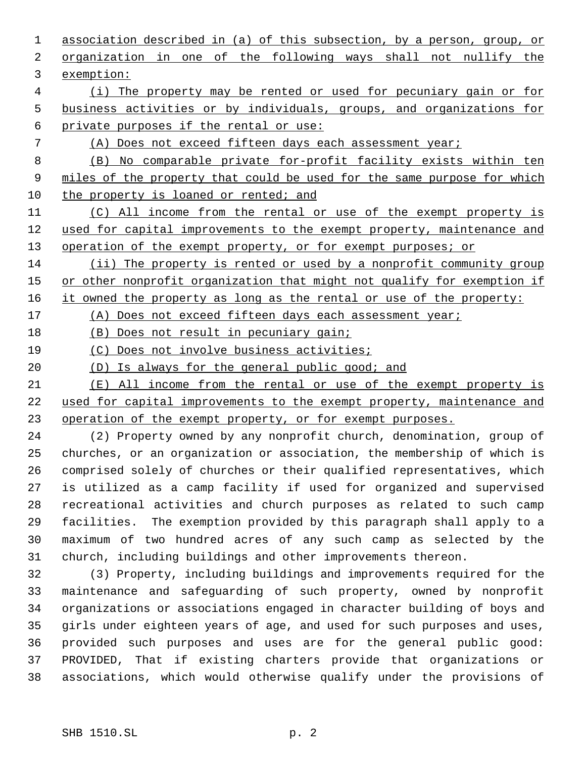association described in (a) of this subsection, by a person, group, or organization in one of the following ways shall not nullify the exemption:

(i) The property may be rented or used for pecuniary gain or for business activities or by individuals, groups, and organizations for private purposes if the rental or use:

(A) Does not exceed fifteen days each assessment year;

(B) No comparable private for-profit facility exists within ten miles of the property that could be used for the same purpose for which the property is loaned or rented; and

(C) All income from the rental or use of the exempt property is used for capital improvements to the exempt property, maintenance and operation of the exempt property, or for exempt purposes; or

(ii) The property is rented or used by a nonprofit community group or other nonprofit organization that might not qualify for exemption if it owned the property as long as the rental or use of the property:

(A) Does not exceed fifteen days each assessment year;

(B) Does not result in pecuniary gain;

(C) Does not involve business activities;

(D) Is always for the general public good; and

(E) All income from the rental or use of the exempt property is used for capital improvements to the exempt property, maintenance and operation of the exempt property, or for exempt purposes.

(2) Property owned by any nonprofit church, denomination, group of churches, or an organization or association, the membership of which is comprised solely of churches or their qualified representatives, which is utilized as a camp facility if used for organized and supervised recreational activities and church purposes as related to such camp facilities. The exemption provided by this paragraph shall apply to a maximum of two hundred acres of any such camp as selected by the church, including buildings and other improvements thereon.

(3) Property, including buildings and improvements required for the maintenance and safeguarding of such property, owned by nonprofit organizations or associations engaged in character building of boys and girls under eighteen years of age, and used for such purposes and uses, provided such purposes and uses are for the general public good: PROVIDED, That if existing charters provide that organizations or associations, which would otherwise qualify under the provisions of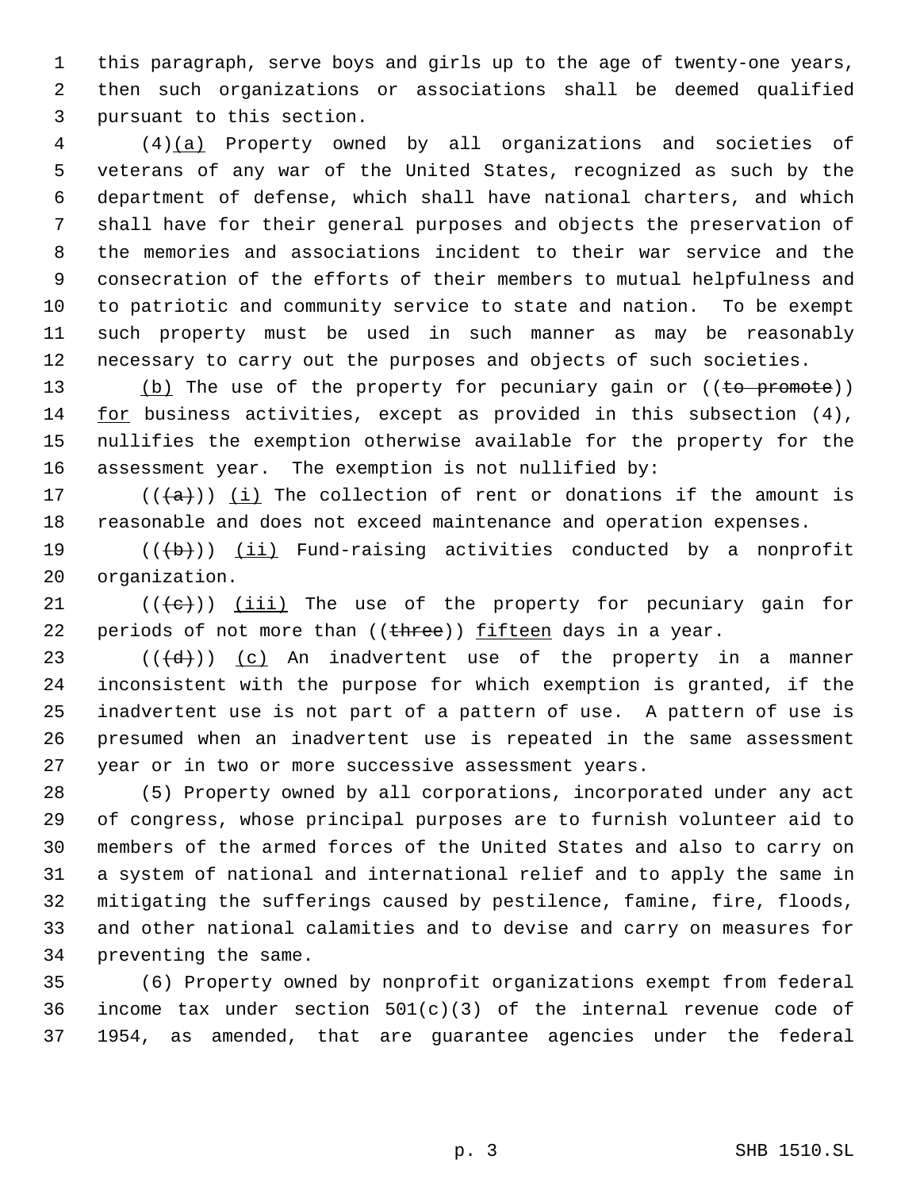this paragraph, serve boys and girls up to the age of twenty-one years, then such organizations or associations shall be deemed qualified pursuant to this section.

(4)(a) Property owned by all organizations and societies of veterans of any war of the United States, recognized as such by the department of defense, which shall have national charters, and which shall have for their general purposes and objects the preservation of the memories and associations incident to their war service and the consecration of the efforts of their members to mutual helpfulness and to patriotic and community service to state and nation. To be exempt such property must be used in such manner as may be reasonably necessary to carry out the purposes and objects of such societies.

(b) The use of the property for pecuniary gain or ((~~to promote~~)) for business activities, except as provided in this subsection (4), nullifies the exemption otherwise available for the property for the assessment year. The exemption is not nullified by:

((~~(a)~~)) (i) The collection of rent or donations if the amount is reasonable and does not exceed maintenance and operation expenses.

((~~(b)~~)) (ii) Fund-raising activities conducted by a nonprofit organization.

((~~(c)~~)) (iii) The use of the property for pecuniary gain for periods of not more than ((~~three~~)) fifteen days in a year.

((~~(d)~~)) (c) An inadvertent use of the property in a manner inconsistent with the purpose for which exemption is granted, if the inadvertent use is not part of a pattern of use. A pattern of use is presumed when an inadvertent use is repeated in the same assessment year or in two or more successive assessment years.

(5) Property owned by all corporations, incorporated under any act of congress, whose principal purposes are to furnish volunteer aid to members of the armed forces of the United States and also to carry on a system of national and international relief and to apply the same in mitigating the sufferings caused by pestilence, famine, fire, floods, and other national calamities and to devise and carry on measures for preventing the same.

(6) Property owned by nonprofit organizations exempt from federal income tax under section 501(c)(3) of the internal revenue code of 1954, as amended, that are guarantee agencies under the federal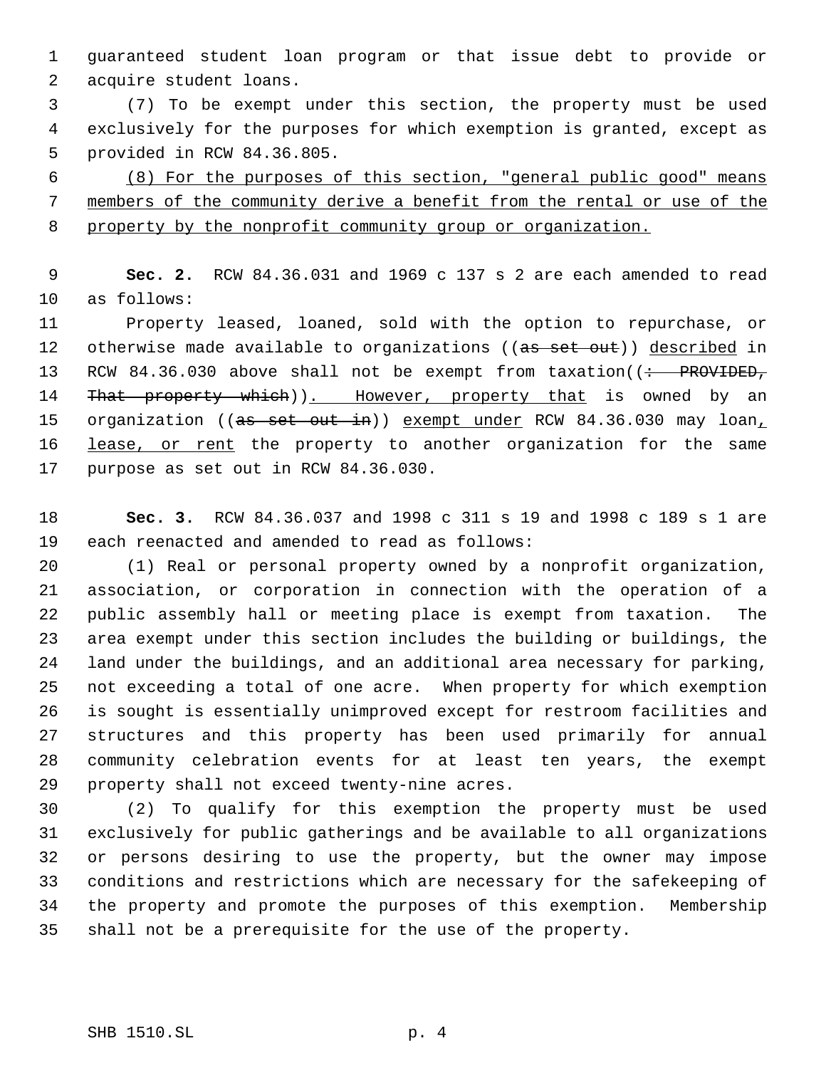guaranteed student loan program or that issue debt to provide or acquire student loans.

(7) To be exempt under this section, the property must be used exclusively for the purposes for which exemption is granted, except as provided in RCW 84.36.805.

<u>(8) For the purposes of this section, "general public good" means members of the community derive a benefit from the rental or use of the property by the nonprofit community group or organization.</u>

**Sec. 2.** RCW 84.36.031 and 1969 c 137 s 2 are each amended to read as follows:

Property leased, loaned, sold with the option to repurchase, or otherwise made available to organizations ((~~as set out~~)) <u>described</u> in RCW 84.36.030 above shall not be exempt from taxation((~~: PROVIDED, That property which~~))<u>. However, property that</u> is owned by an organization ((~~as set out in~~)) <u>exempt under</u> RCW 84.36.030 may loan<u>, lease, or rent</u> the property to another organization for the same purpose as set out in RCW 84.36.030.

**Sec. 3.** RCW 84.36.037 and 1998 c 311 s 19 and 1998 c 189 s 1 are each reenacted and amended to read as follows:

(1) Real or personal property owned by a nonprofit organization, association, or corporation in connection with the operation of a public assembly hall or meeting place is exempt from taxation. The area exempt under this section includes the building or buildings, the land under the buildings, and an additional area necessary for parking, not exceeding a total of one acre. When property for which exemption is sought is essentially unimproved except for restroom facilities and structures and this property has been used primarily for annual community celebration events for at least ten years, the exempt property shall not exceed twenty-nine acres.

(2) To qualify for this exemption the property must be used exclusively for public gatherings and be available to all organizations or persons desiring to use the property, but the owner may impose conditions and restrictions which are necessary for the safekeeping of the property and promote the purposes of this exemption. Membership shall not be a prerequisite for the use of the property.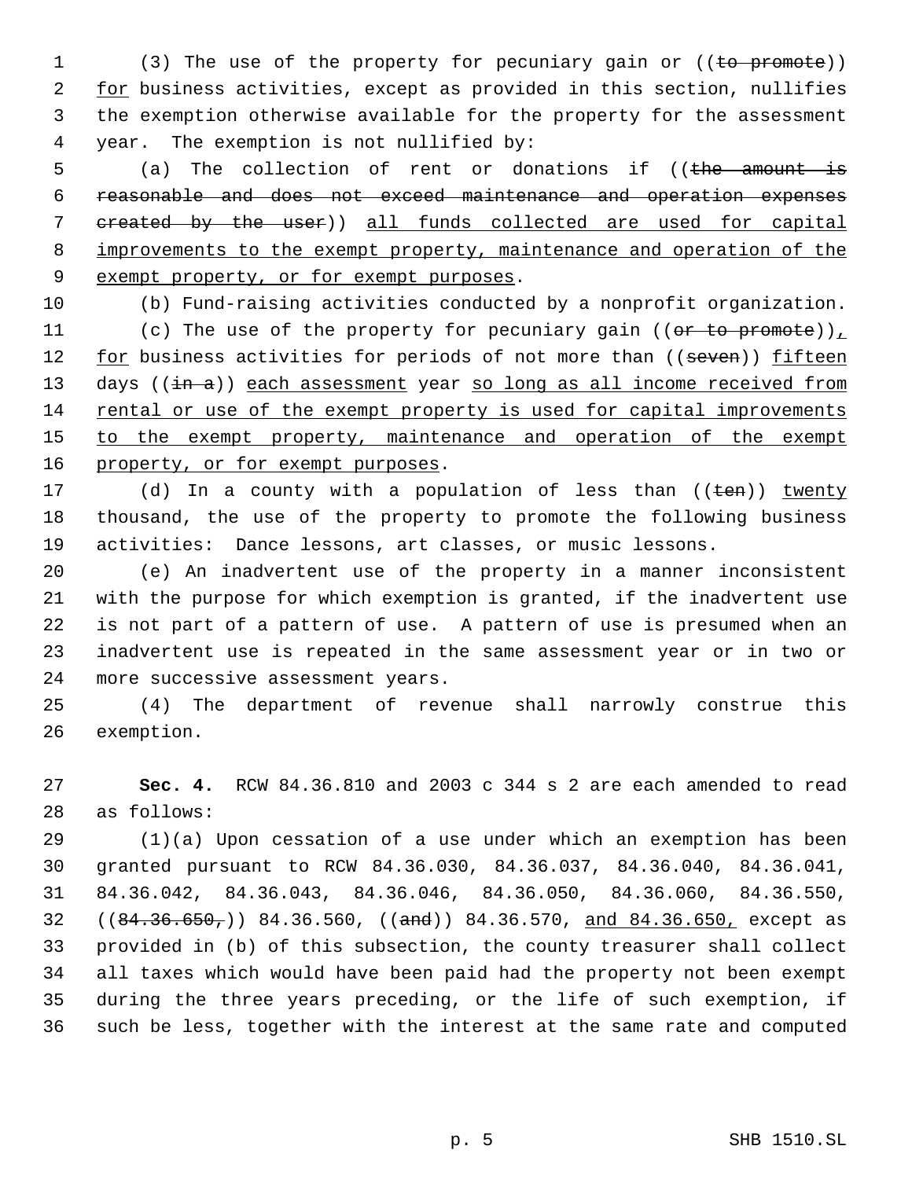(3) The use of the property for pecuniary gain or ((~~to promote~~)) <u>for</u> business activities, except as provided in this section, nullifies the exemption otherwise available for the property for the assessment year. The exemption is not nullified by:

(a) The collection of rent or donations if ((~~the amount is reasonable and does not exceed maintenance and operation expenses created by the user~~)) <u>all funds collected are used for capital improvements to the exempt property, maintenance and operation of the exempt property, or for exempt purposes</u>.

(b) Fund-raising activities conducted by a nonprofit organization.

(c) The use of the property for pecuniary gain ((~~or to promote~~))<u>,</u> <u>for</u> business activities for periods of not more than ((~~seven~~)) <u>fifteen</u> days ((~~in a~~)) <u>each assessment</u> year <u>so long as all income received from rental or use of the exempt property is used for capital improvements to the exempt property, maintenance and operation of the exempt property, or for exempt purposes</u>.

(d) In a county with a population of less than ((~~ten~~)) <u>twenty</u> thousand, the use of the property to promote the following business activities: Dance lessons, art classes, or music lessons.

(e) An inadvertent use of the property in a manner inconsistent with the purpose for which exemption is granted, if the inadvertent use is not part of a pattern of use. A pattern of use is presumed when an inadvertent use is repeated in the same assessment year or in two or more successive assessment years.

(4) The department of revenue shall narrowly construe this exemption.

**Sec. 4.** RCW 84.36.810 and 2003 c 344 s 2 are each amended to read as follows:

(1)(a) Upon cessation of a use under which an exemption has been granted pursuant to RCW 84.36.030, 84.36.037, 84.36.040, 84.36.041, 84.36.042, 84.36.043, 84.36.046, 84.36.050, 84.36.060, 84.36.550, ((~~84.36.650,~~)) 84.36.560, ((~~and~~)) 84.36.570, <u>and 84.36.650,</u> except as provided in (b) of this subsection, the county treasurer shall collect all taxes which would have been paid had the property not been exempt during the three years preceding, or the life of such exemption, if such be less, together with the interest at the same rate and computed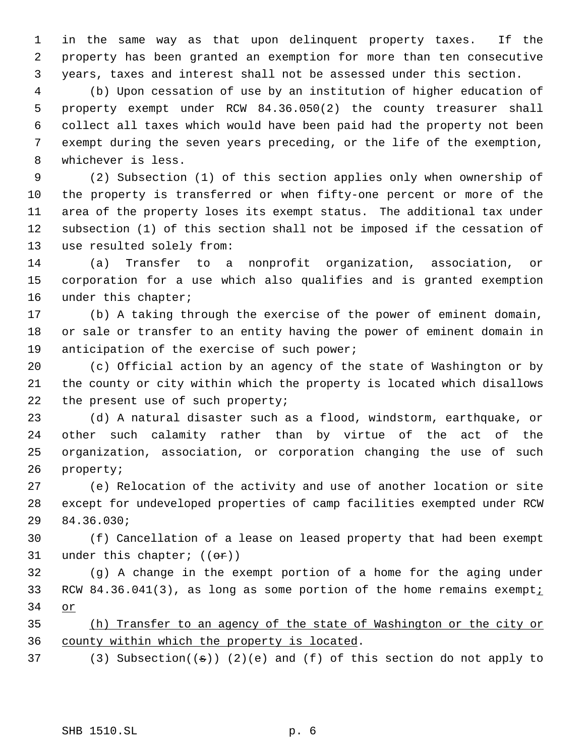in the same way as that upon delinquent property taxes. If the property has been granted an exemption for more than ten consecutive years, taxes and interest shall not be assessed under this section.

(b) Upon cessation of use by an institution of higher education of property exempt under RCW 84.36.050(2) the county treasurer shall collect all taxes which would have been paid had the property not been exempt during the seven years preceding, or the life of the exemption, whichever is less.

(2) Subsection (1) of this section applies only when ownership of the property is transferred or when fifty-one percent or more of the area of the property loses its exempt status. The additional tax under subsection (1) of this section shall not be imposed if the cessation of use resulted solely from:

(a) Transfer to a nonprofit organization, association, or corporation for a use which also qualifies and is granted exemption under this chapter;

(b) A taking through the exercise of the power of eminent domain, or sale or transfer to an entity having the power of eminent domain in anticipation of the exercise of such power;

(c) Official action by an agency of the state of Washington or by the county or city within which the property is located which disallows the present use of such property;

(d) A natural disaster such as a flood, windstorm, earthquake, or other such calamity rather than by virtue of the act of the organization, association, or corporation changing the use of such property;

(e) Relocation of the activity and use of another location or site except for undeveloped properties of camp facilities exempted under RCW 84.36.030;

(f) Cancellation of a lease on leased property that had been exempt under this chapter; ((~~or~~))

(g) A change in the exempt portion of a home for the aging under RCW 84.36.041(3), as long as some portion of the home remains exempt; or

(h) Transfer to an agency of the state of Washington or the city or county within which the property is located.

(3) Subsection((~~s~~)) (2)(e) and (f) of this section do not apply to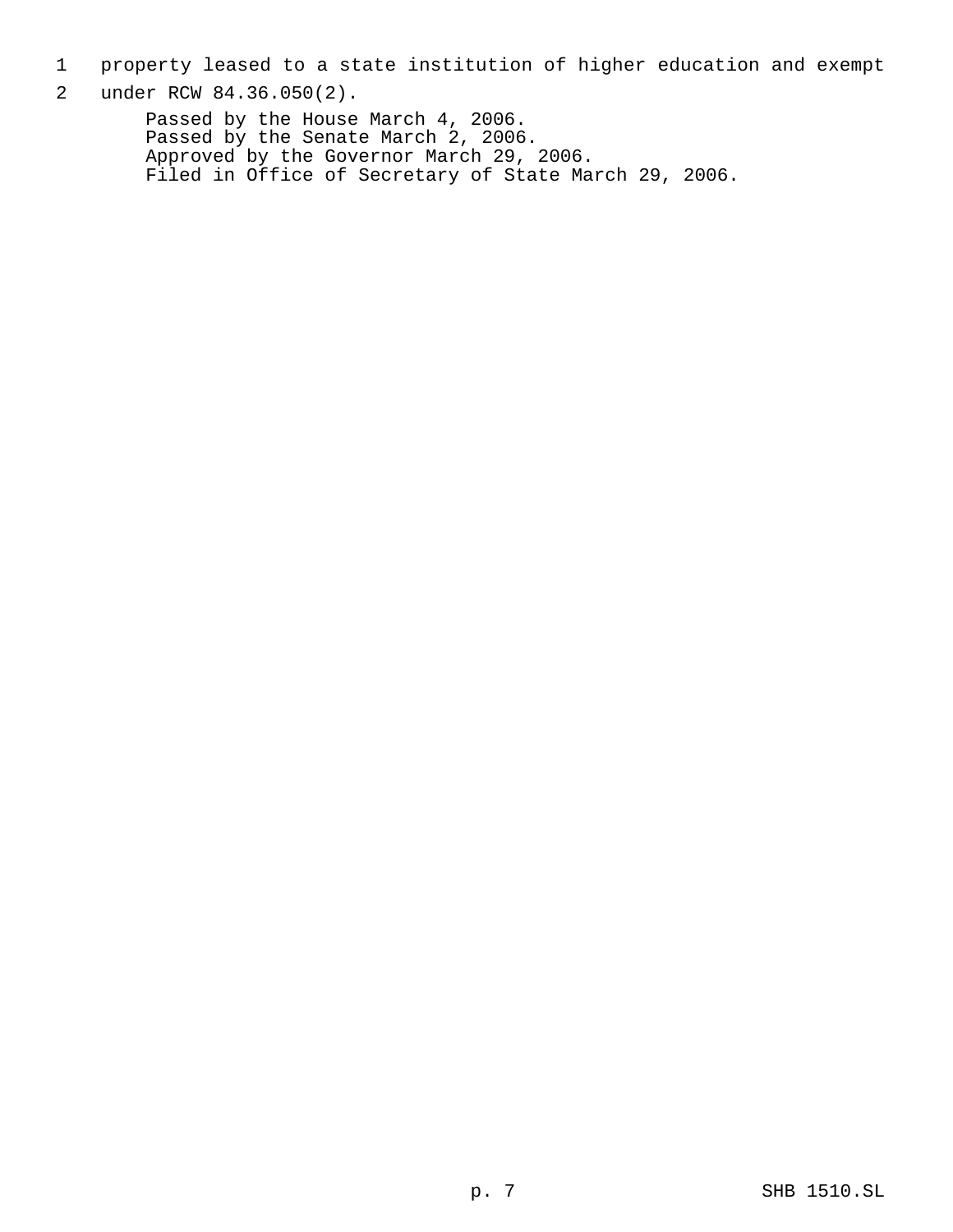property leased to a state institution of higher education and exempt under RCW 84.36.050(2).

Passed by the House March 4, 2006.
Passed by the Senate March 2, 2006.
Approved by the Governor March 29, 2006.
Filed in Office of Secretary of State March 29, 2006.